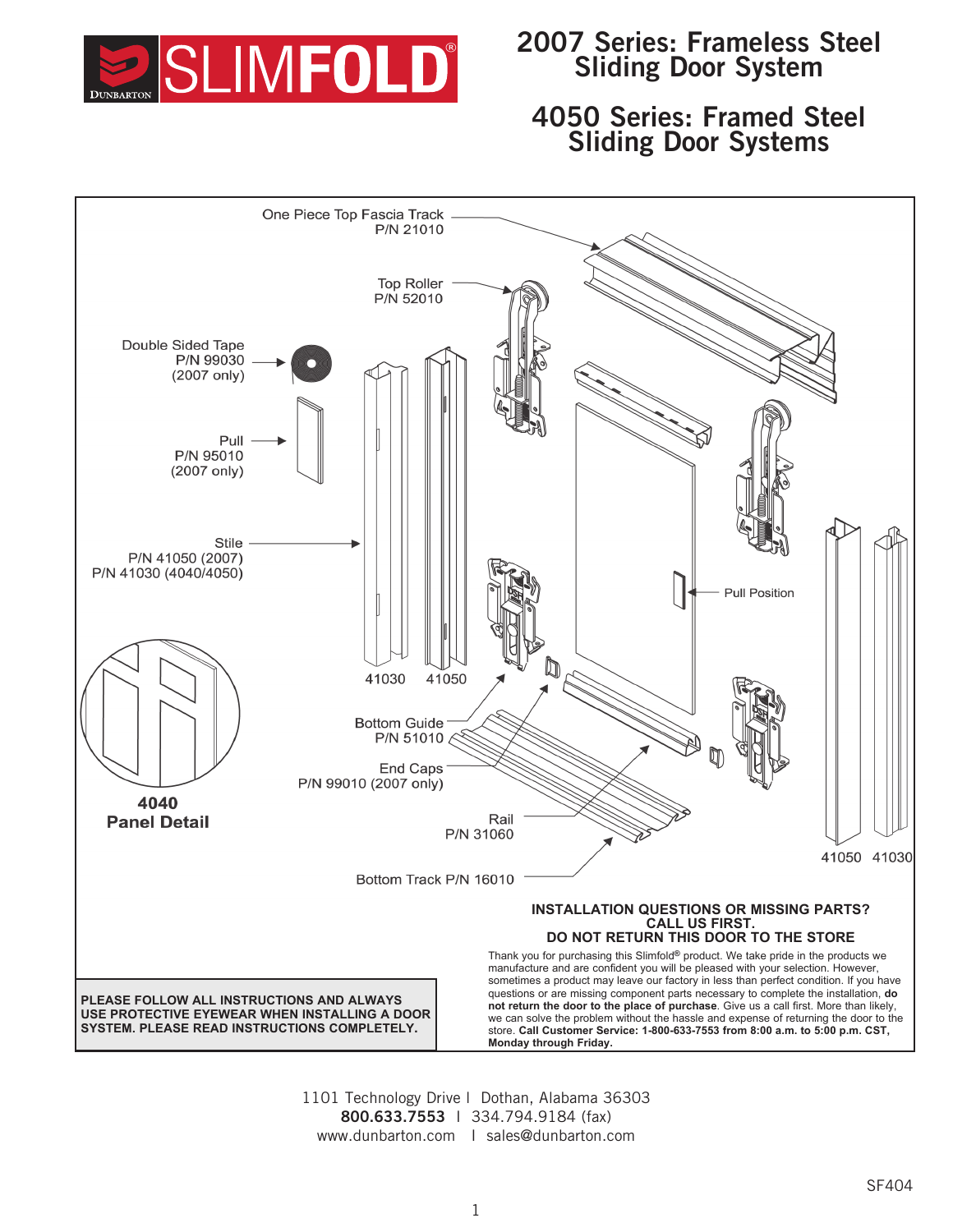SLIMFOLD® DUNBARTON

# 2007 Series: Frameless Steel Sliding Door System

# 4050 Series: Framed Steel Sliding Door Systems

One Piece Top Fascia Track
P/N 21010

Top Roller
P/N 52010

Double Sided Tape
P/N 99030
(2007 only)

Pull
P/N 95010
(2007 only)

Stile
P/N 41050 (2007)
P/N 41030 (4040/4050)

41030 41050

Pull Position

Bottom Guide
P/N 51010

End Caps
P/N 99010 (2007 only)

**4040 Panel Detail**

Rail
P/N 31060

Bottom Track P/N 16010

41050 41030

**INSTALLATION QUESTIONS OR MISSING PARTS?**
**CALL US FIRST.**
**DO NOT RETURN THIS DOOR TO THE STORE**

Thank you for purchasing this Slimfold® product. We take pride in the products we manufacture and are confident you will be pleased with your selection. However, sometimes a product may leave our factory in less than perfect condition. If you have questions or are missing component parts necessary to complete the installation, **do not return the door to the place of purchase**. Give us a call first. More than likely, we can solve the problem without the hassle and expense of returning the door to the store. **Call Customer Service: 1-800-633-7553 from 8:00 a.m. to 5:00 p.m. CST, Monday through Friday.**

**PLEASE FOLLOW ALL INSTRUCTIONS AND ALWAYS USE PROTECTIVE EYEWEAR WHEN INSTALLING A DOOR SYSTEM. PLEASE READ INSTRUCTIONS COMPLETELY.**

1101 Technology Drive | Dothan, Alabama 36303
**800.633.7553** | 334.794.9184 (fax)
www.dunbarton.com | sales@dunbarton.com

SF404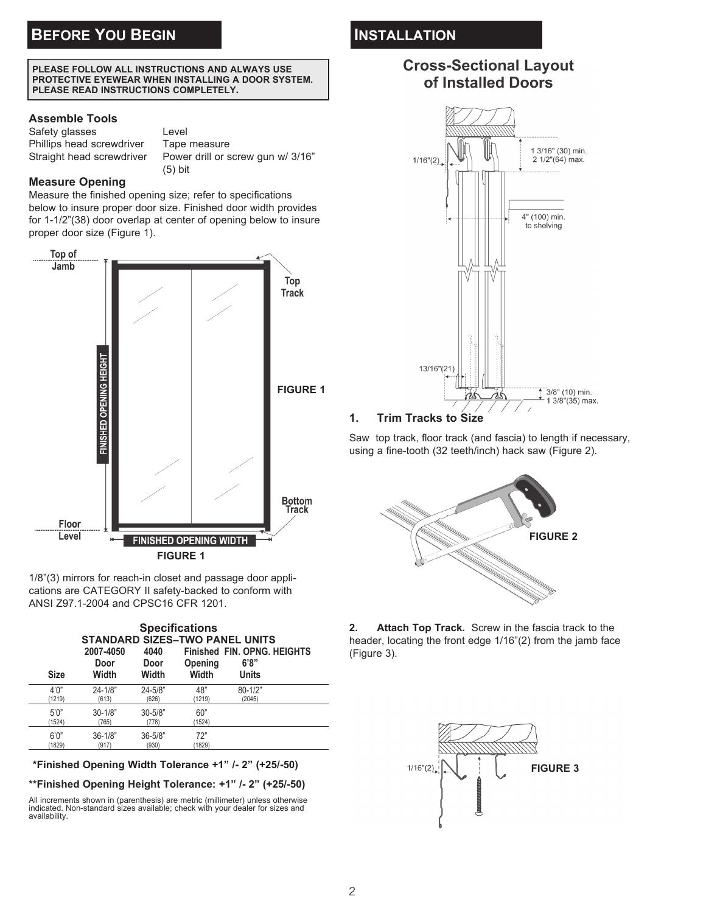## BEFORE YOU BEGIN

**PLEASE FOLLOW ALL INSTRUCTIONS AND ALWAYS USE PROTECTIVE EYEWEAR WHEN INSTALLING A DOOR SYSTEM. PLEASE READ INSTRUCTIONS COMPLETELY.**

### Assemble Tools

- Safety glasses
- Phillips head screwdriver
- Straight head screwdriver
- Level
- Tape measure
- Power drill or screw gun w/ 3/16" (5) bit

### Measure Opening

Measure the finished opening size; refer to specifications below to insure proper door size. Finished door width provides for 1-1/2"(38) door overlap at center of opening below to insure proper door size (Figure 1).

Top of Jamb — Top Track — FINISHED OPENING HEIGHT — Bottom Track — Floor Level — FINISHED OPENING WIDTH

FIGURE 1

1/8"(3) mirrors for reach-in closet and passage door applications are CATEGORY II safety-backed to conform with ANSI Z97.1-2004 and CPSC16 CFR 1201.

**Specifications**
**STANDARD SIZES–TWO PANEL UNITS**

| Size | 2007-4050 Door Width | 4040 Door Width | Finished Opening Width | FIN. OPNG. HEIGHTS 6'8" Units |
|---|---|---|---|---|
| 4'0" (1219) | 24-1/8" (613) | 24-5/8" (626) | 48" (1219) | 80-1/2" (2045) |
| 5'0" (1524) | 30-1/8" (765) | 30-5/8" (778) | 60" (1524) | |
| 6'0" (1829) | 36-1/8" (917) | 36-5/8" (930) | 72" (1829) | |

**\*Finished Opening Width Tolerance +1" /- 2" (+25/-50)**

**\*\*Finished Opening Height Tolerance: +1" /- 2" (+25/-50)**

All increments shown in (parenthesis) are metric (millimeter) unless otherwise indicated. Non-standard sizes available; check with your dealer for sizes and availability.

## INSTALLATION

### Cross-Sectional Layout of Installed Doors

1/16"(2) — 1 3/16" (30) min. 2 1/2"(64) max. — 4" (100) min. to shelving — 13/16"(21) — 3/8" (10) min. 1 3/8"(35) max.

### 1. Trim Tracks to Size

Saw top track, floor track (and fascia) to length if necessary, using a fine-tooth (32 teeth/inch) hack saw (Figure 2).

FIGURE 2

**2. Attach Top Track.** Screw in the fascia track to the header, locating the front edge 1/16"(2) from the jamb face (Figure 3).

1/16"(2)

FIGURE 3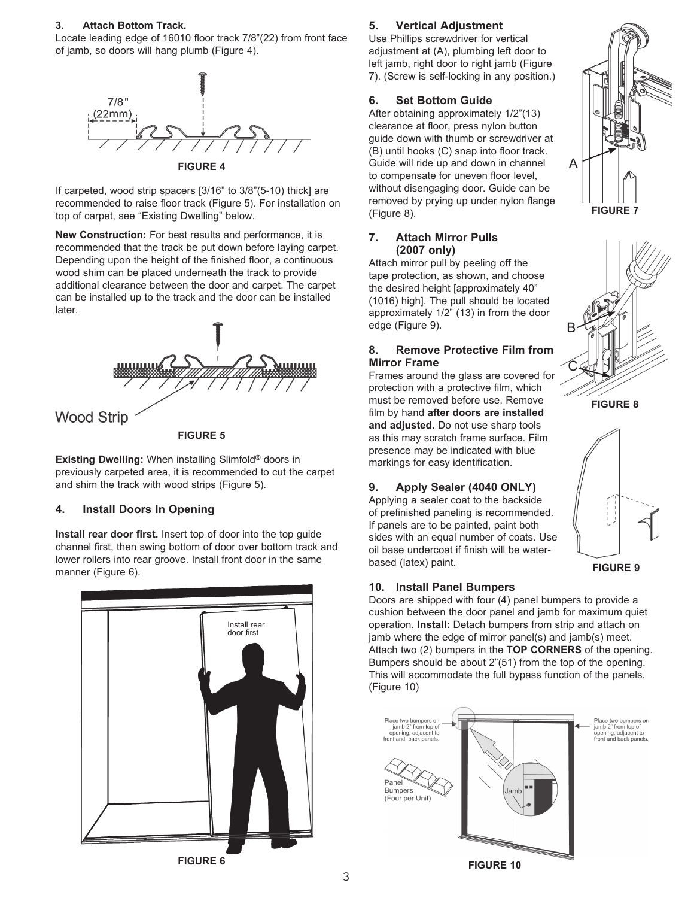### 3. Attach Bottom Track.

Locate leading edge of 16010 floor track 7/8"(22) from front face of jamb, so doors will hang plumb (Figure 4).

7/8" (22mm)

FIGURE 4

If carpeted, wood strip spacers [3/16" to 3/8"(5-10) thick] are recommended to raise floor track (Figure 5). For installation on top of carpet, see "Existing Dwelling" below.

**New Construction:** For best results and performance, it is recommended that the track be put down before laying carpet. Depending upon the height of the finished floor, a continuous wood shim can be placed underneath the track to provide additional clearance between the door and carpet. The carpet can be installed up to the track and the door can be installed later.

Wood Strip

FIGURE 5

**Existing Dwelling:** When installing Slimfold® doors in previously carpeted area, it is recommended to cut the carpet and shim the track with wood strips (Figure 5).

### 4. Install Doors In Opening

**Install rear door first.** Insert top of door into the top guide channel first, then swing bottom of door over bottom track and lower rollers into rear groove. Install front door in the same manner (Figure 6).

Install rear door first

FIGURE 6

### 5. Vertical Adjustment

Use Phillips screwdriver for vertical adjustment at (A), plumbing left door to left jamb, right door to right jamb (Figure 7). (Screw is self-locking in any position.)

### 6. Set Bottom Guide

After obtaining approximately 1/2"(13) clearance at floor, press nylon button guide down with thumb or screwdriver at (B) until hooks (C) snap into floor track. Guide will ride up and down in channel to compensate for uneven floor level, without disengaging door. Guide can be removed by prying up under nylon flange (Figure 8).

FIGURE 7

### 7. Attach Mirror Pulls (2007 only)

Attach mirror pull by peeling off the tape protection, as shown, and choose the desired height [approximately 40" (1016) high]. The pull should be located approximately 1/2" (13) in from the door edge (Figure 9).

### 8. Remove Protective Film from Mirror Frame

Frames around the glass are covered for protection with a protective film, which must be removed before use. Remove film by hand **after doors are installed and adjusted.** Do not use sharp tools as this may scratch frame surface. Film presence may be indicated with blue markings for easy identification.

FIGURE 8

### 9. Apply Sealer (4040 ONLY)

Applying a sealer coat to the backside of prefinished paneling is recommended. If panels are to be painted, paint both sides with an equal number of coats. Use oil base undercoat if finish will be water-based (latex) paint.

FIGURE 9

### 10. Install Panel Bumpers

Doors are shipped with four (4) panel bumpers to provide a cushion between the door panel and jamb for maximum quiet operation. **Install:** Detach bumpers from strip and attach on jamb where the edge of mirror panel(s) and jamb(s) meet. Attach two (2) bumpers in the **TOP CORNERS** of the opening. Bumpers should be about 2"(51) from the top of the opening. This will accommodate the full bypass function of the panels. (Figure 10)

Place two bumpers on jamb 2" from top of opening, adjacent to front and back panels.

Panel Bumpers (Four per Unit)

Jamb

Place two bumpers on jamb 2" from top of opening, adjacent to front and back panels.

FIGURE 10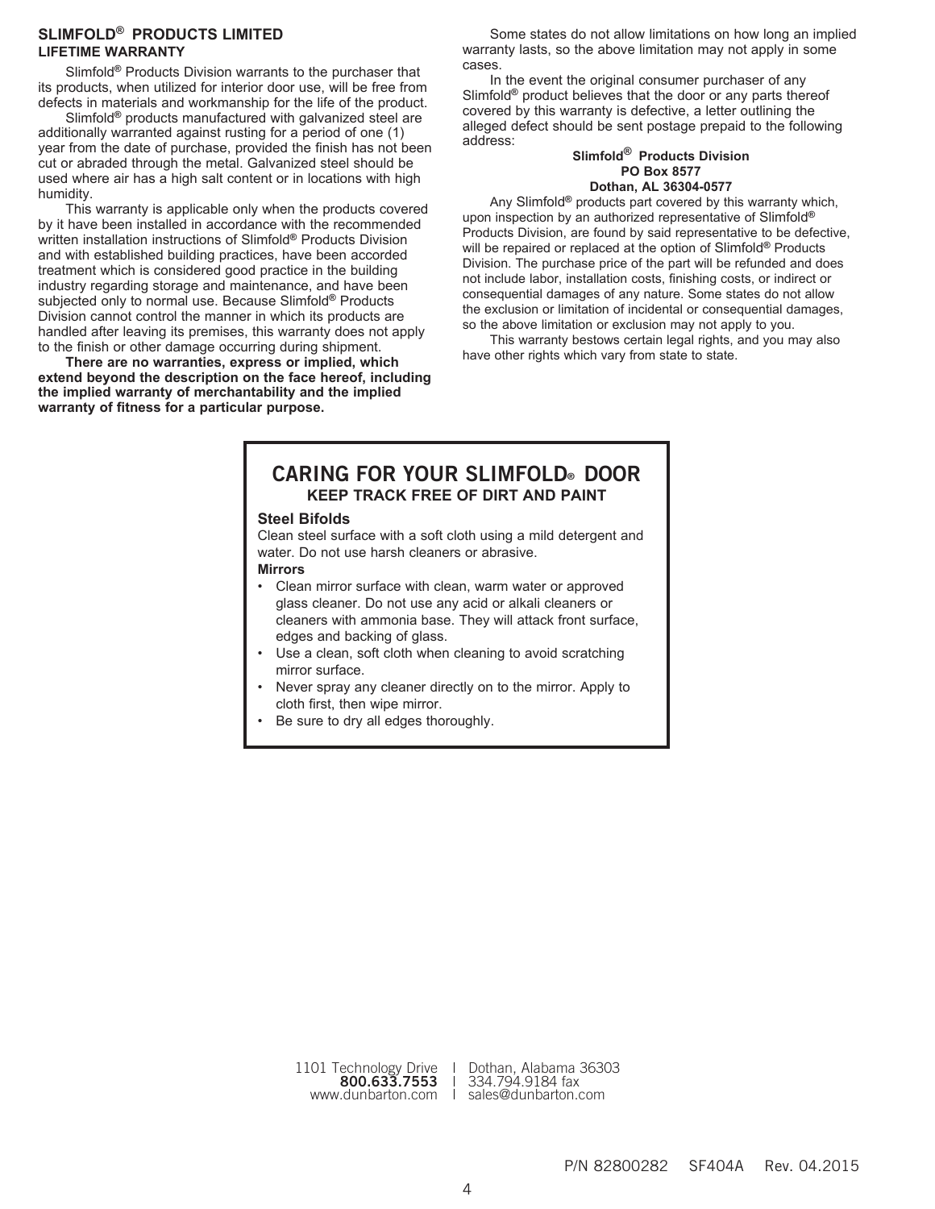## SLIMFOLD® PRODUCTS LIMITED
### LIFETIME WARRANTY

Slimfold® Products Division warrants to the purchaser that its products, when utilized for interior door use, will be free from defects in materials and workmanship for the life of the product.

Slimfold® products manufactured with galvanized steel are additionally warranted against rusting for a period of one (1) year from the date of purchase, provided the finish has not been cut or abraded through the metal. Galvanized steel should be used where air has a high salt content or in locations with high humidity.

This warranty is applicable only when the products covered by it have been installed in accordance with the recommended written installation instructions of Slimfold® Products Division and with established building practices, have been accorded treatment which is considered good practice in the building industry regarding storage and maintenance, and have been subjected only to normal use. Because Slimfold® Products Division cannot control the manner in which its products are handled after leaving its premises, this warranty does not apply to the finish or other damage occurring during shipment.

**There are no warranties, express or implied, which extend beyond the description on the face hereof, including the implied warranty of merchantability and the implied warranty of fitness for a particular purpose.**

Some states do not allow limitations on how long an implied warranty lasts, so the above limitation may not apply in some cases.

In the event the original consumer purchaser of any Slimfold® product believes that the door or any parts thereof covered by this warranty is defective, a letter outlining the alleged defect should be sent postage prepaid to the following address:

**Slimfold® Products Division**
**PO Box 8577**
**Dothan, AL 36304-0577**

Any Slimfold® products part covered by this warranty which, upon inspection by an authorized representative of Slimfold® Products Division, are found by said representative to be defective, will be repaired or replaced at the option of Slimfold® Products Division. The purchase price of the part will be refunded and does not include labor, installation costs, finishing costs, or indirect or consequential damages of any nature. Some states do not allow the exclusion or limitation of incidental or consequential damages, so the above limitation or exclusion may not apply to you.

This warranty bestows certain legal rights, and you may also have other rights which vary from state to state.

## CARING FOR YOUR SLIMFOLD® DOOR
### KEEP TRACK FREE OF DIRT AND PAINT

**Steel Bifolds**

Clean steel surface with a soft cloth using a mild detergent and water. Do not use harsh cleaners or abrasive.

**Mirrors**

- Clean mirror surface with clean, warm water or approved glass cleaner. Do not use any acid or alkali cleaners or cleaners with ammonia base. They will attack front surface, edges and backing of glass.
- Use a clean, soft cloth when cleaning to avoid scratching mirror surface.
- Never spray any cleaner directly on to the mirror. Apply to cloth first, then wipe mirror.
- Be sure to dry all edges thoroughly.

1101 Technology Drive | Dothan, Alabama 36303
**800.633.7553** | 334.794.9184 fax
www.dunbarton.com | sales@dunbarton.com

P/N 82800282 SF404A Rev. 04.2015